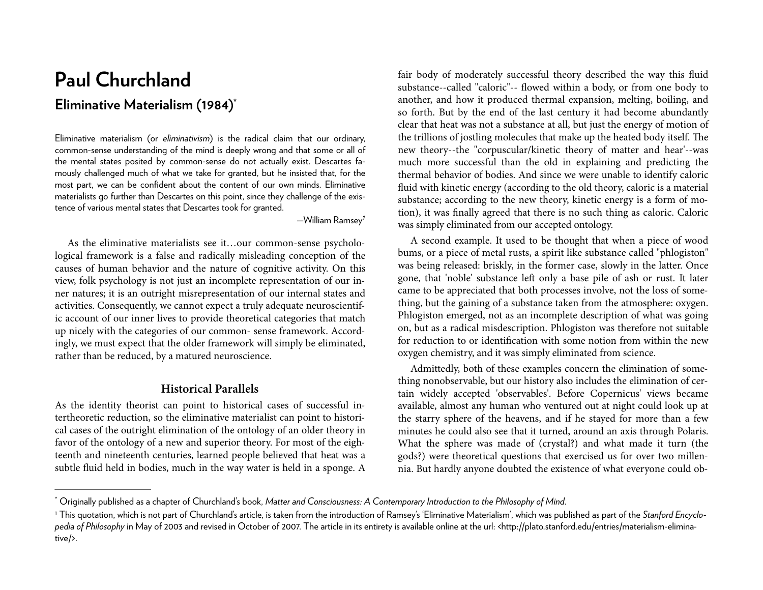# Paul Churchland

## Eliminative Materialism (1984)*

Eliminative materialism (or *eliminativism*) is the radical claim that our ordinary, common-sense understanding of the mind is deeply wrong and that some or all of the mental states posited by common-sense do not actually exist. Descartes famously challenged much of what we take for granted, but he insisted that, for the most part, we can be confident about the content of our own minds. Eliminative materialists go further than Descartes on this point, since they challenge of the existence of various mental states that Descartes took for granted.

—William Ramsey[1]

As the eliminative materialists see it…our common-sense psychological framework is a false and radically misleading conception of the causes of human behavior and the nature of cognitive activity. On this view, folk psychology is not just an incomplete representation of our inner natures; it is an outright misrepresentation of our internal states and activities. Consequently, we cannot expect a truly adequate neuroscientific account of our inner lives to provide theoretical categories that match up nicely with the categories of our common- sense framework. Accordingly, we must expect that the older framework will simply be eliminated, rather than be reduced, by a matured neuroscience.

### Historical Parallels

As the identity theorist can point to historical cases of successful intertheoretic reduction, so the eliminative materialist can point to historical cases of the outright elimination of the ontology of an older theory in favor of the ontology of a new and superior theory. For most of the eighteenth and nineteenth centuries, learned people believed that heat was a subtle fluid held in bodies, much in the way water is held in a sponge. A fair body of moderately successful theory described the way this fluid substance--called "caloric"-- flowed within a body, or from one body to another, and how it produced thermal expansion, melting, boiling, and so forth. But by the end of the last century it had become abundantly clear that heat was not a substance at all, but just the energy of motion of the trillions of jostling molecules that make up the heated body itself. The new theory--the "corpuscular/kinetic theory of matter and hear'--was much more successful than the old in explaining and predicting the thermal behavior of bodies. And since we were unable to identify caloric fluid with kinetic energy (according to the old theory, caloric is a material substance; according to the new theory, kinetic energy is a form of motion), it was finally agreed that there is no such thing as caloric. Caloric was simply eliminated from our accepted ontology.

A second example. It used to be thought that when a piece of wood bums, or a piece of metal rusts, a spirit like substance called "phlogiston" was being released: briskly, in the former case, slowly in the latter. Once gone, that 'noble' substance left only a base pile of ash or rust. It later came to be appreciated that both processes involve, not the loss of something, but the gaining of a substance taken from the atmosphere: oxygen. Phlogiston emerged, not as an incomplete description of what was going on, but as a radical misdescription. Phlogiston was therefore not suitable for reduction to or identification with some notion from within the new oxygen chemistry, and it was simply eliminated from science.

Admittedly, both of these examples concern the elimination of something nonobservable, but our history also includes the elimination of certain widely accepted 'observables'. Before Copernicus' views became available, almost any human who ventured out at night could look up at the starry sphere of the heavens, and if he stayed for more than a few minutes he could also see that it turned, around an axis through Polaris. What the sphere was made of (crystal?) and what made it turn (the gods?) were theoretical questions that exercised us for over two millennia. But hardly anyone doubted the existence of what everyone could ob-

---

\* Originally published as a chapter of Churchland's book, *Matter and Consciousness: A Contemporary Introduction to the Philosophy of Mind*.

[1] This quotation, which is not part of Churchland's article, is taken from the introduction of Ramsey's 'Eliminative Materialism', which was published as part of the *Stanford Encyclopedia of Philosophy* in May of 2003 and revised in October of 2007. The article in its entirety is available online at the url: <http://plato.stanford.edu/entries/materialism-eliminative/>.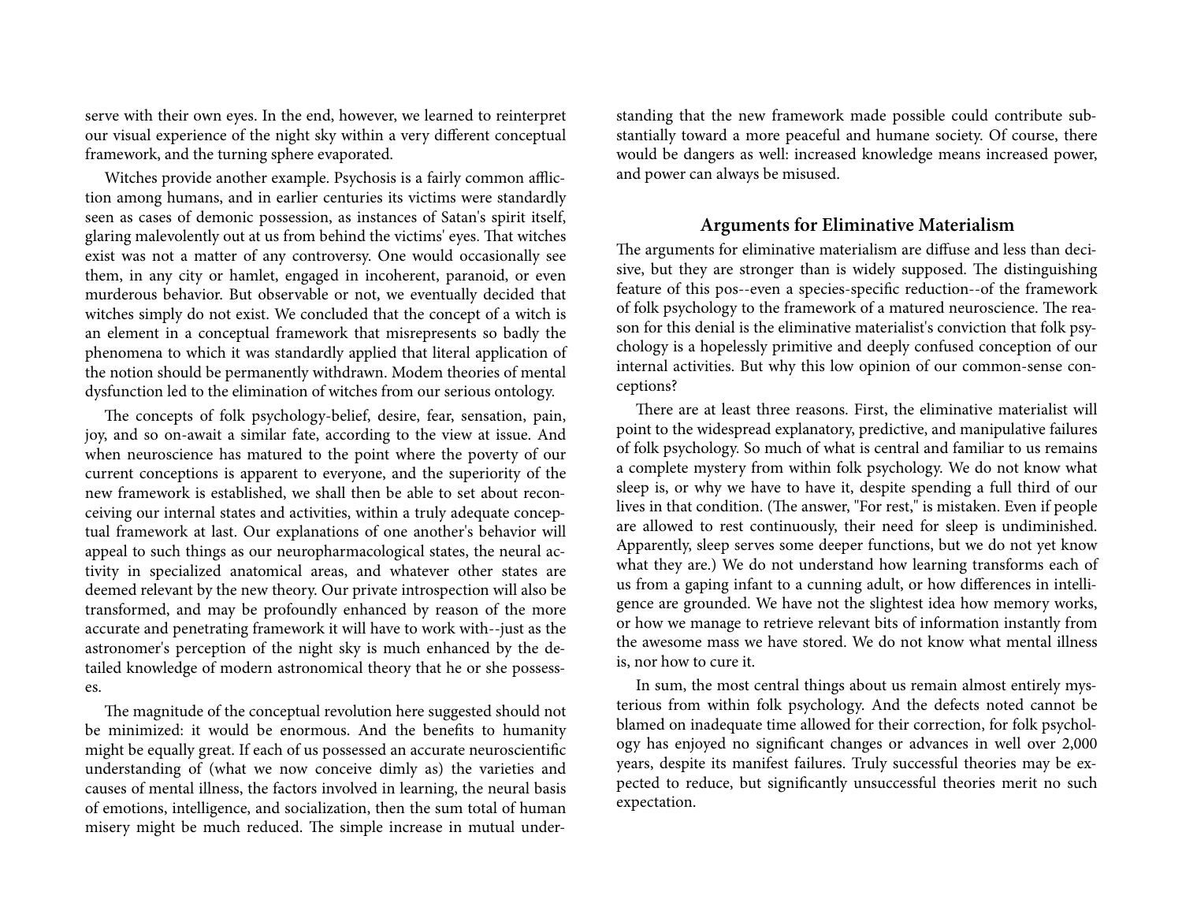serve with their own eyes. In the end, however, we learned to reinterpret our visual experience of the night sky within a very different conceptual framework, and the turning sphere evaporated.

Witches provide another example. Psychosis is a fairly common affliction among humans, and in earlier centuries its victims were standardly seen as cases of demonic possession, as instances of Satan's spirit itself, glaring malevolently out at us from behind the victims' eyes. That witches exist was not a matter of any controversy. One would occasionally see them, in any city or hamlet, engaged in incoherent, paranoid, or even murderous behavior. But observable or not, we eventually decided that witches simply do not exist. We concluded that the concept of a witch is an element in a conceptual framework that misrepresents so badly the phenomena to which it was standardly applied that literal application of the notion should be permanently withdrawn. Modem theories of mental dysfunction led to the elimination of witches from our serious ontology.

The concepts of folk psychology-belief, desire, fear, sensation, pain, joy, and so on-await a similar fate, according to the view at issue. And when neuroscience has matured to the point where the poverty of our current conceptions is apparent to everyone, and the superiority of the new framework is established, we shall then be able to set about reconceiving our internal states and activities, within a truly adequate conceptual framework at last. Our explanations of one another's behavior will appeal to such things as our neuropharmacological states, the neural activity in specialized anatomical areas, and whatever other states are deemed relevant by the new theory. Our private introspection will also be transformed, and may be profoundly enhanced by reason of the more accurate and penetrating framework it will have to work with--just as the astronomer's perception of the night sky is much enhanced by the detailed knowledge of modern astronomical theory that he or she possesses.

The magnitude of the conceptual revolution here suggested should not be minimized: it would be enormous. And the benefits to humanity might be equally great. If each of us possessed an accurate neuroscientific understanding of (what we now conceive dimly as) the varieties and causes of mental illness, the factors involved in learning, the neural basis of emotions, intelligence, and socialization, then the sum total of human misery might be much reduced. The simple increase in mutual understanding that the new framework made possible could contribute substantially toward a more peaceful and humane society. Of course, there would be dangers as well: increased knowledge means increased power, and power can always be misused.

### Arguments for Eliminative Materialism

The arguments for eliminative materialism are diffuse and less than decisive, but they are stronger than is widely supposed. The distinguishing feature of this pos--even a species-specific reduction--of the framework of folk psychology to the framework of a matured neuroscience. The reason for this denial is the eliminative materialist's conviction that folk psychology is a hopelessly primitive and deeply confused conception of our internal activities. But why this low opinion of our common-sense conceptions?

There are at least three reasons. First, the eliminative materialist will point to the widespread explanatory, predictive, and manipulative failures of folk psychology. So much of what is central and familiar to us remains a complete mystery from within folk psychology. We do not know what sleep is, or why we have to have it, despite spending a full third of our lives in that condition. (The answer, "For rest," is mistaken. Even if people are allowed to rest continuously, their need for sleep is undiminished. Apparently, sleep serves some deeper functions, but we do not yet know what they are.) We do not understand how learning transforms each of us from a gaping infant to a cunning adult, or how differences in intelligence are grounded. We have not the slightest idea how memory works, or how we manage to retrieve relevant bits of information instantly from the awesome mass we have stored. We do not know what mental illness is, nor how to cure it.

In sum, the most central things about us remain almost entirely mysterious from within folk psychology. And the defects noted cannot be blamed on inadequate time allowed for their correction, for folk psychology has enjoyed no significant changes or advances in well over 2,000 years, despite its manifest failures. Truly successful theories may be expected to reduce, but significantly unsuccessful theories merit no such expectation.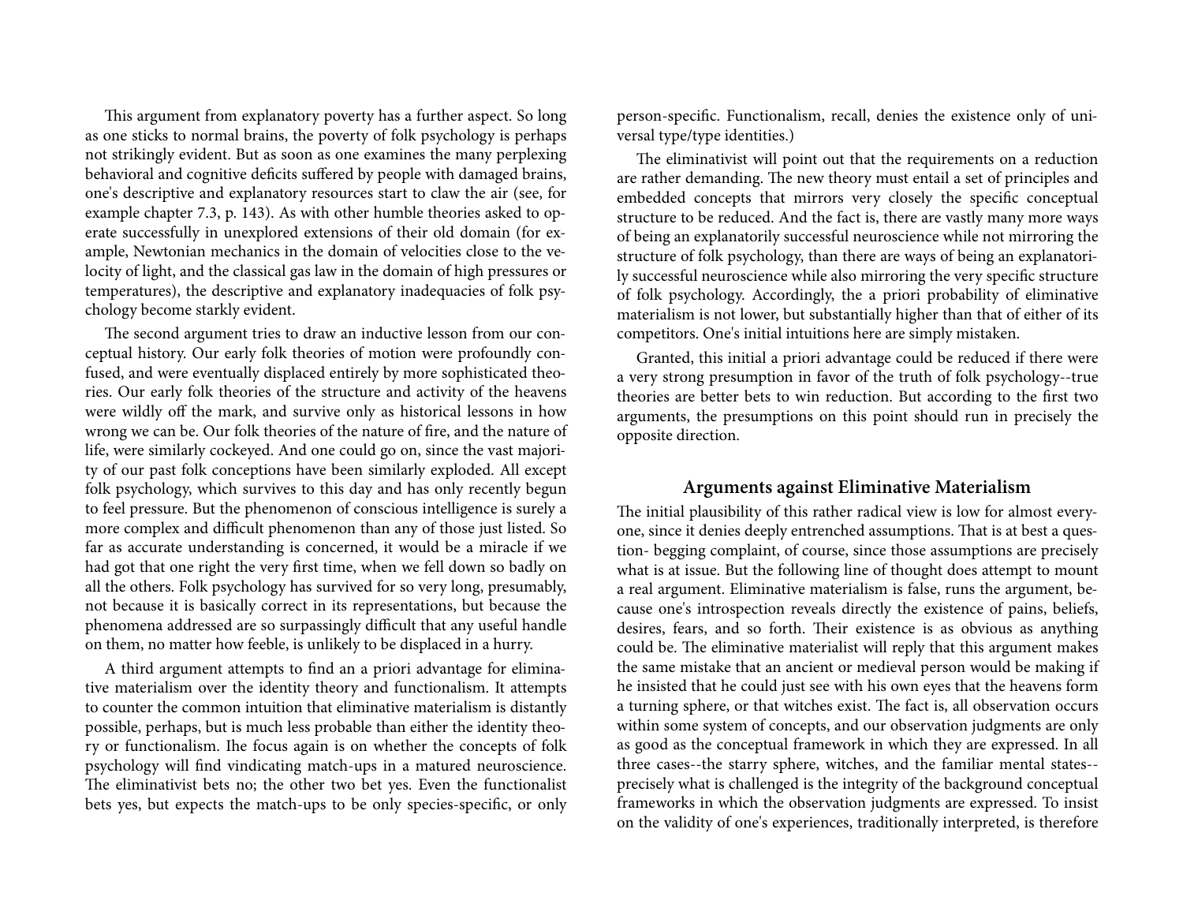This argument from explanatory poverty has a further aspect. So long as one sticks to normal brains, the poverty of folk psychology is perhaps not strikingly evident. But as soon as one examines the many perplexing behavioral and cognitive deficits suffered by people with damaged brains, one's descriptive and explanatory resources start to claw the air (see, for example chapter 7.3, p. 143). As with other humble theories asked to operate successfully in unexplored extensions of their old domain (for example, Newtonian mechanics in the domain of velocities close to the velocity of light, and the classical gas law in the domain of high pressures or temperatures), the descriptive and explanatory inadequacies of folk psychology become starkly evident.

The second argument tries to draw an inductive lesson from our conceptual history. Our early folk theories of motion were profoundly confused, and were eventually displaced entirely by more sophisticated theories. Our early folk theories of the structure and activity of the heavens were wildly off the mark, and survive only as historical lessons in how wrong we can be. Our folk theories of the nature of fire, and the nature of life, were similarly cockeyed. And one could go on, since the vast majority of our past folk conceptions have been similarly exploded. All except folk psychology, which survives to this day and has only recently begun to feel pressure. But the phenomenon of conscious intelligence is surely a more complex and difficult phenomenon than any of those just listed. So far as accurate understanding is concerned, it would be a miracle if we had got that one right the very first time, when we fell down so badly on all the others. Folk psychology has survived for so very long, presumably, not because it is basically correct in its representations, but because the phenomena addressed are so surpassingly difficult that any useful handle on them, no matter how feeble, is unlikely to be displaced in a hurry.

A third argument attempts to find an a priori advantage for eliminative materialism over the identity theory and functionalism. It attempts to counter the common intuition that eliminative materialism is distantly possible, perhaps, but is much less probable than either the identity theory or functionalism. Ihe focus again is on whether the concepts of folk psychology will find vindicating match-ups in a matured neuroscience. The eliminativist bets no; the other two bet yes. Even the functionalist bets yes, but expects the match-ups to be only species-specific, or only person-specific. Functionalism, recall, denies the existence only of universal type/type identities.)

The eliminativist will point out that the requirements on a reduction are rather demanding. The new theory must entail a set of principles and embedded concepts that mirrors very closely the specific conceptual structure to be reduced. And the fact is, there are vastly many more ways of being an explanatorily successful neuroscience while not mirroring the structure of folk psychology, than there are ways of being an explanatorily successful neuroscience while also mirroring the very specific structure of folk psychology. Accordingly, the a priori probability of eliminative materialism is not lower, but substantially higher than that of either of its competitors. One's initial intuitions here are simply mistaken.

Granted, this initial a priori advantage could be reduced if there were a very strong presumption in favor of the truth of folk psychology--true theories are better bets to win reduction. But according to the first two arguments, the presumptions on this point should run in precisely the opposite direction.

## Arguments against Eliminative Materialism

The initial plausibility of this rather radical view is low for almost everyone, since it denies deeply entrenched assumptions. That is at best a question- begging complaint, of course, since those assumptions are precisely what is at issue. But the following line of thought does attempt to mount a real argument. Eliminative materialism is false, runs the argument, because one's introspection reveals directly the existence of pains, beliefs, desires, fears, and so forth. Their existence is as obvious as anything could be. The eliminative materialist will reply that this argument makes the same mistake that an ancient or medieval person would be making if he insisted that he could just see with his own eyes that the heavens form a turning sphere, or that witches exist. The fact is, all observation occurs within some system of concepts, and our observation judgments are only as good as the conceptual framework in which they are expressed. In all three cases--the starry sphere, witches, and the familiar mental states--precisely what is challenged is the integrity of the background conceptual frameworks in which the observation judgments are expressed. To insist on the validity of one's experiences, traditionally interpreted, is therefore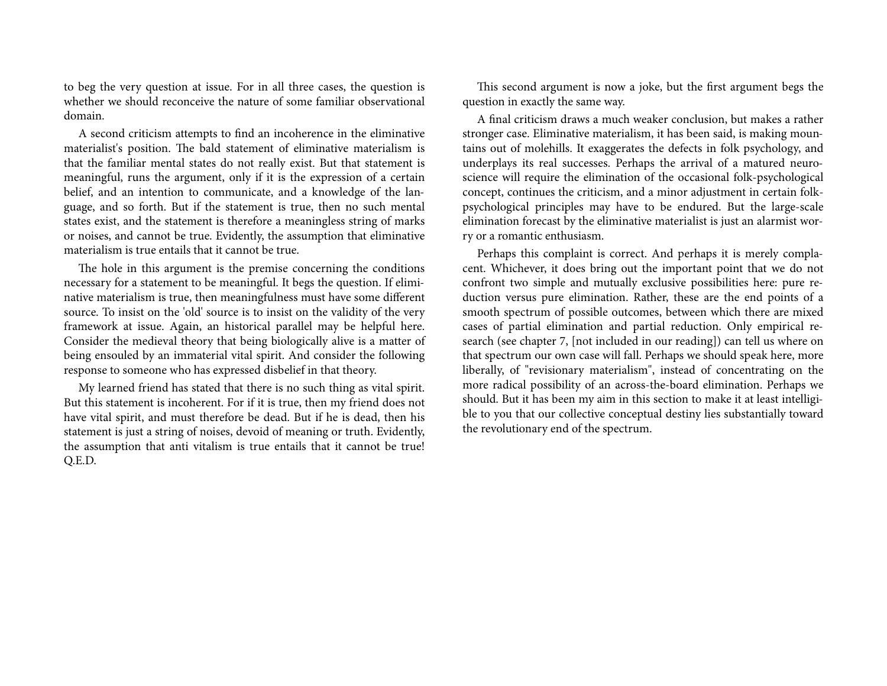to beg the very question at issue. For in all three cases, the question is whether we should reconceive the nature of some familiar observational domain.

A second criticism attempts to find an incoherence in the eliminative materialist's position. The bald statement of eliminative materialism is that the familiar mental states do not really exist. But that statement is meaningful, runs the argument, only if it is the expression of a certain belief, and an intention to communicate, and a knowledge of the language, and so forth. But if the statement is true, then no such mental states exist, and the statement is therefore a meaningless string of marks or noises, and cannot be true. Evidently, the assumption that eliminative materialism is true entails that it cannot be true.

The hole in this argument is the premise concerning the conditions necessary for a statement to be meaningful. It begs the question. If eliminative materialism is true, then meaningfulness must have some different source. To insist on the 'old' source is to insist on the validity of the very framework at issue. Again, an historical parallel may be helpful here. Consider the medieval theory that being biologically alive is a matter of being ensouled by an immaterial vital spirit. And consider the following response to someone who has expressed disbelief in that theory.

My learned friend has stated that there is no such thing as vital spirit. But this statement is incoherent. For if it is true, then my friend does not have vital spirit, and must therefore be dead. But if he is dead, then his statement is just a string of noises, devoid of meaning or truth. Evidently, the assumption that anti vitalism is true entails that it cannot be true! Q.E.D.

This second argument is now a joke, but the first argument begs the question in exactly the same way.

A final criticism draws a much weaker conclusion, but makes a rather stronger case. Eliminative materialism, it has been said, is making mountains out of molehills. It exaggerates the defects in folk psychology, and underplays its real successes. Perhaps the arrival of a matured neuroscience will require the elimination of the occasional folk-psychological concept, continues the criticism, and a minor adjustment in certain folk-psychological principles may have to be endured. But the large-scale elimination forecast by the eliminative materialist is just an alarmist worry or a romantic enthusiasm.

Perhaps this complaint is correct. And perhaps it is merely complacent. Whichever, it does bring out the important point that we do not confront two simple and mutually exclusive possibilities here: pure reduction versus pure elimination. Rather, these are the end points of a smooth spectrum of possible outcomes, between which there are mixed cases of partial elimination and partial reduction. Only empirical research (see chapter 7, [not included in our reading]) can tell us where on that spectrum our own case will fall. Perhaps we should speak here, more liberally, of "revisionary materialism", instead of concentrating on the more radical possibility of an across-the-board elimination. Perhaps we should. But it has been my aim in this section to make it at least intelligible to you that our collective conceptual destiny lies substantially toward the revolutionary end of the spectrum.